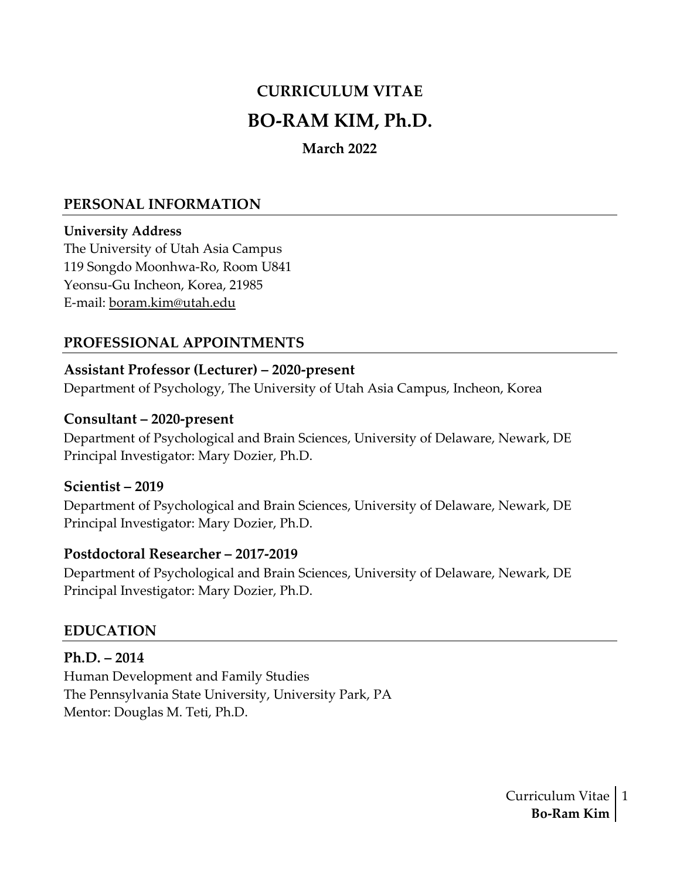# CURRICULUM VITAE

# BO-RAM KIM, Ph.D.

**March 2022**

## PERSONAL INFORMATION

**University Address**
The University of Utah Asia Campus
119 Songdo Moonhwa-Ro, Room U841
Yeonsu-Gu Incheon, Korea, 21985
E-mail: boram.kim@utah.edu

## PROFESSIONAL APPOINTMENTS

### Assistant Professor (Lecturer) – 2020-present
Department of Psychology, The University of Utah Asia Campus, Incheon, Korea

### Consultant – 2020-present
Department of Psychological and Brain Sciences, University of Delaware, Newark, DE
Principal Investigator: Mary Dozier, Ph.D.

### Scientist – 2019
Department of Psychological and Brain Sciences, University of Delaware, Newark, DE
Principal Investigator: Mary Dozier, Ph.D.

### Postdoctoral Researcher – 2017-2019
Department of Psychological and Brain Sciences, University of Delaware, Newark, DE
Principal Investigator: Mary Dozier, Ph.D.

## EDUCATION

### Ph.D. – 2014
Human Development and Family Studies
The Pennsylvania State University, University Park, PA
Mentor: Douglas M. Teti, Ph.D.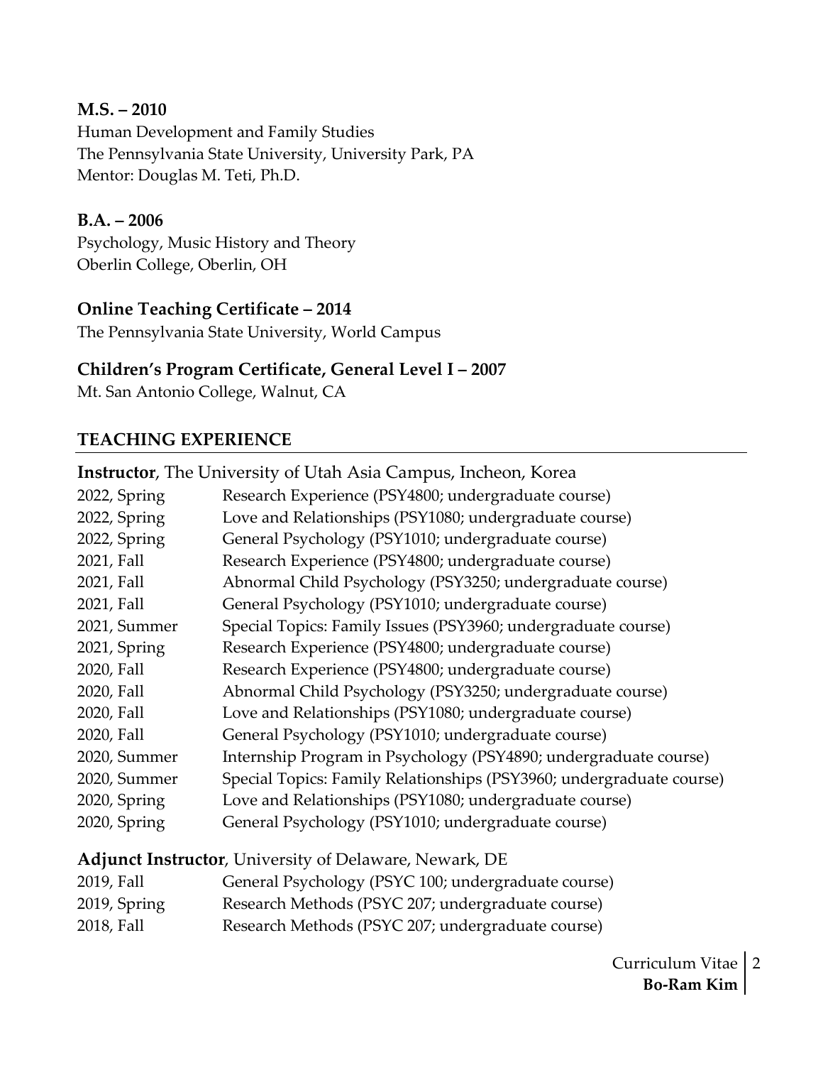**M.S. – 2010**
Human Development and Family Studies
The Pennsylvania State University, University Park, PA
Mentor: Douglas M. Teti, Ph.D.

**B.A. – 2006**
Psychology, Music History and Theory
Oberlin College, Oberlin, OH

**Online Teaching Certificate – 2014**
The Pennsylvania State University, World Campus

**Children's Program Certificate, General Level I – 2007**
Mt. San Antonio College, Walnut, CA

## TEACHING EXPERIENCE

**Instructor**, The University of Utah Asia Campus, Incheon, Korea

| | |
|---|---|
| 2022, Spring | Research Experience (PSY4800; undergraduate course) |
| 2022, Spring | Love and Relationships (PSY1080; undergraduate course) |
| 2022, Spring | General Psychology (PSY1010; undergraduate course) |
| 2021, Fall | Research Experience (PSY4800; undergraduate course) |
| 2021, Fall | Abnormal Child Psychology (PSY3250; undergraduate course) |
| 2021, Fall | General Psychology (PSY1010; undergraduate course) |
| 2021, Summer | Special Topics: Family Issues (PSY3960; undergraduate course) |
| 2021, Spring | Research Experience (PSY4800; undergraduate course) |
| 2020, Fall | Research Experience (PSY4800; undergraduate course) |
| 2020, Fall | Abnormal Child Psychology (PSY3250; undergraduate course) |
| 2020, Fall | Love and Relationships (PSY1080; undergraduate course) |
| 2020, Fall | General Psychology (PSY1010; undergraduate course) |
| 2020, Summer | Internship Program in Psychology (PSY4890; undergraduate course) |
| 2020, Summer | Special Topics: Family Relationships (PSY3960; undergraduate course) |
| 2020, Spring | Love and Relationships (PSY1080; undergraduate course) |
| 2020, Spring | General Psychology (PSY1010; undergraduate course) |

**Adjunct Instructor**, University of Delaware, Newark, DE

| | |
|---|---|
| 2019, Fall | General Psychology (PSYC 100; undergraduate course) |
| 2019, Spring | Research Methods (PSYC 207; undergraduate course) |
| 2018, Fall | Research Methods (PSYC 207; undergraduate course) |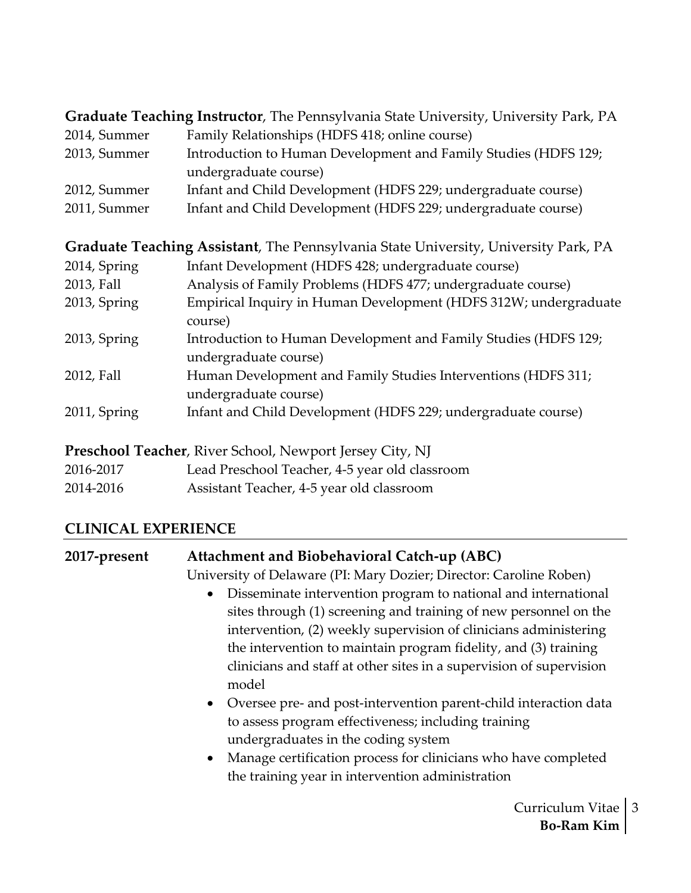**Graduate Teaching Instructor**, The Pennsylvania State University, University Park, PA

| | |
|---|---|
| 2014, Summer | Family Relationships (HDFS 418; online course) |
| 2013, Summer | Introduction to Human Development and Family Studies (HDFS 129; undergraduate course) |
| 2012, Summer | Infant and Child Development (HDFS 229; undergraduate course) |
| 2011, Summer | Infant and Child Development (HDFS 229; undergraduate course) |

**Graduate Teaching Assistant**, The Pennsylvania State University, University Park, PA

| | |
|---|---|
| 2014, Spring | Infant Development (HDFS 428; undergraduate course) |
| 2013, Fall | Analysis of Family Problems (HDFS 477; undergraduate course) |
| 2013, Spring | Empirical Inquiry in Human Development (HDFS 312W; undergraduate course) |
| 2013, Spring | Introduction to Human Development and Family Studies (HDFS 129; undergraduate course) |
| 2012, Fall | Human Development and Family Studies Interventions (HDFS 311; undergraduate course) |
| 2011, Spring | Infant and Child Development (HDFS 229; undergraduate course) |

**Preschool Teacher**, River School, Newport Jersey City, NJ

| | |
|---|---|
| 2016-2017 | Lead Preschool Teacher, 4-5 year old classroom |
| 2014-2016 | Assistant Teacher, 4-5 year old classroom |

## CLINICAL EXPERIENCE

**2017-present** **Attachment and Biobehavioral Catch-up (ABC)**

University of Delaware (PI: Mary Dozier; Director: Caroline Roben)

- Disseminate intervention program to national and international sites through (1) screening and training of new personnel on the intervention, (2) weekly supervision of clinicians administering the intervention to maintain program fidelity, and (3) training clinicians and staff at other sites in a supervision of supervision model
- Oversee pre- and post-intervention parent-child interaction data to assess program effectiveness; including training undergraduates in the coding system
- Manage certification process for clinicians who have completed the training year in intervention administration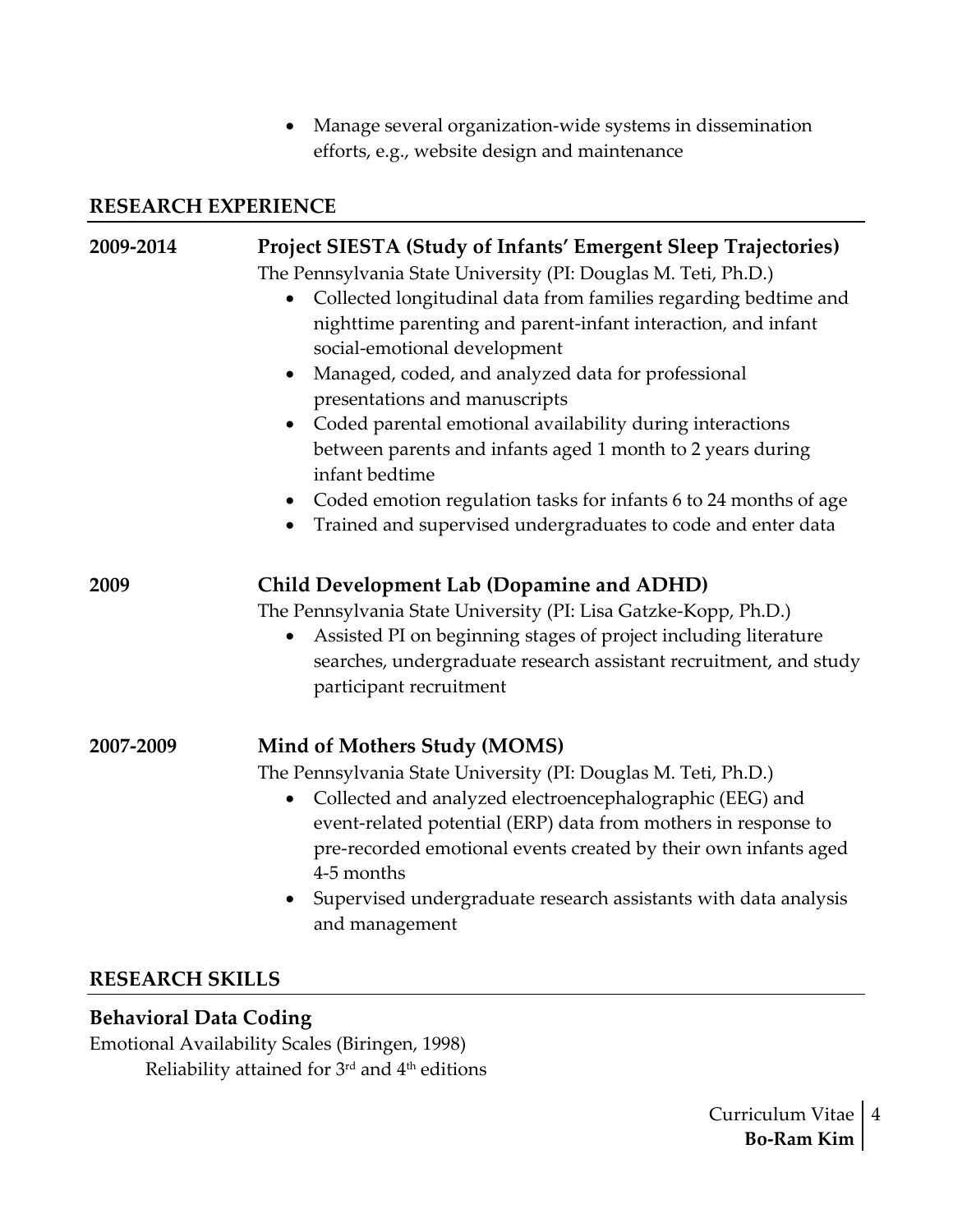- Manage several organization-wide systems in dissemination efforts, e.g., website design and maintenance

## RESEARCH EXPERIENCE

**2009-2014** **Project SIESTA (Study of Infants' Emergent Sleep Trajectories)**
The Pennsylvania State University (PI: Douglas M. Teti, Ph.D.)

- Collected longitudinal data from families regarding bedtime and nighttime parenting and parent-infant interaction, and infant social-emotional development
- Managed, coded, and analyzed data for professional presentations and manuscripts
- Coded parental emotional availability during interactions between parents and infants aged 1 month to 2 years during infant bedtime
- Coded emotion regulation tasks for infants 6 to 24 months of age
- Trained and supervised undergraduates to code and enter data

**2009** **Child Development Lab (Dopamine and ADHD)**
The Pennsylvania State University (PI: Lisa Gatzke-Kopp, Ph.D.)

- Assisted PI on beginning stages of project including literature searches, undergraduate research assistant recruitment, and study participant recruitment

**2007-2009** **Mind of Mothers Study (MOMS)**
The Pennsylvania State University (PI: Douglas M. Teti, Ph.D.)

- Collected and analyzed electroencephalographic (EEG) and event-related potential (ERP) data from mothers in response to pre-recorded emotional events created by their own infants aged 4-5 months
- Supervised undergraduate research assistants with data analysis and management

## RESEARCH SKILLS

### Behavioral Data Coding

Emotional Availability Scales (Biringen, 1998)
Reliability attained for 3rd and 4th editions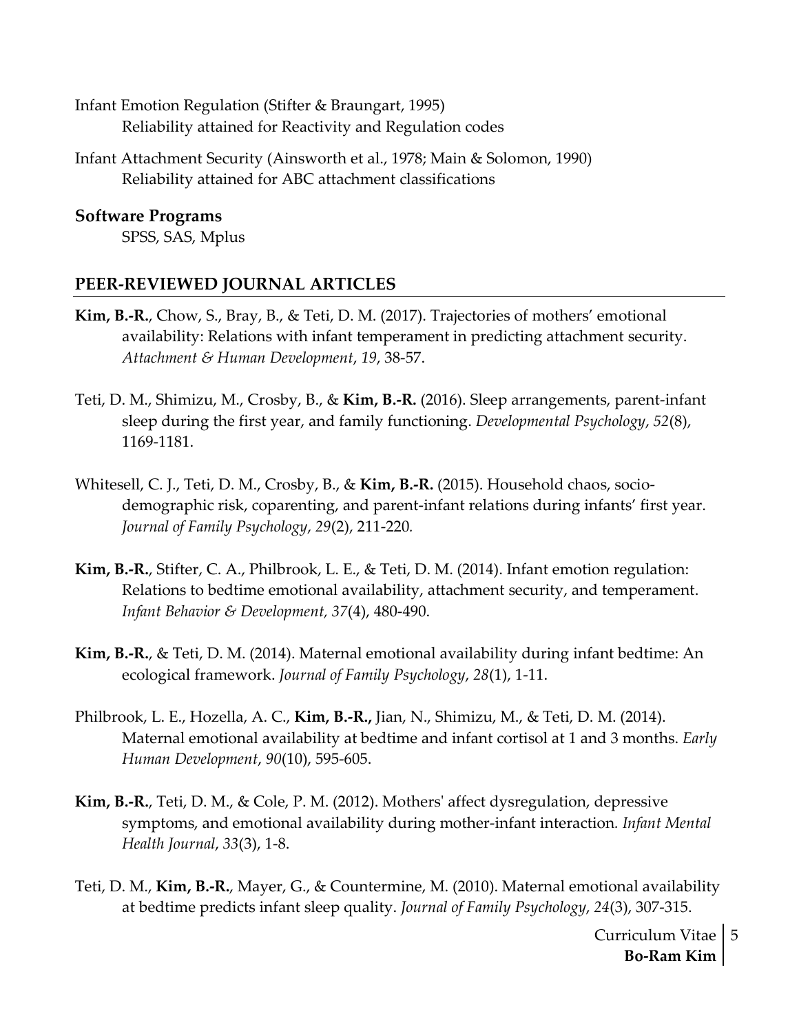Infant Emotion Regulation (Stifter & Braungart, 1995)
    Reliability attained for Reactivity and Regulation codes

Infant Attachment Security (Ainsworth et al., 1978; Main & Solomon, 1990)
    Reliability attained for ABC attachment classifications

### Software Programs

SPSS, SAS, Mplus

## PEER-REVIEWED JOURNAL ARTICLES

**Kim, B.-R.**, Chow, S., Bray, B., & Teti, D. M. (2017). Trajectories of mothers' emotional availability: Relations with infant temperament in predicting attachment security. *Attachment & Human Development*, *19*, 38-57.

Teti, D. M., Shimizu, M., Crosby, B., & **Kim, B.-R.** (2016). Sleep arrangements, parent-infant sleep during the first year, and family functioning. *Developmental Psychology*, *52*(8), 1169-1181.

Whitesell, C. J., Teti, D. M., Crosby, B., & **Kim, B.-R.** (2015). Household chaos, socio-demographic risk, coparenting, and parent-infant relations during infants' first year. *Journal of Family Psychology*, *29*(2), 211-220.

**Kim, B.-R.**, Stifter, C. A., Philbrook, L. E., & Teti, D. M. (2014). Infant emotion regulation: Relations to bedtime emotional availability, attachment security, and temperament. *Infant Behavior & Development, 37*(4), 480-490.

**Kim, B.-R.**, & Teti, D. M. (2014). Maternal emotional availability during infant bedtime: An ecological framework. *Journal of Family Psychology*, *28*(1), 1-11.

Philbrook, L. E., Hozella, A. C., **Kim, B.-R.,** Jian, N., Shimizu, M., & Teti, D. M. (2014). Maternal emotional availability at bedtime and infant cortisol at 1 and 3 months. *Early Human Development*, *90*(10), 595-605.

**Kim, B.-R.**, Teti, D. M., & Cole, P. M. (2012). Mothers' affect dysregulation, depressive symptoms, and emotional availability during mother-infant interaction. *Infant Mental Health Journal*, *33*(3), 1-8.

Teti, D. M., **Kim, B.-R.**, Mayer, G., & Countermine, M. (2010). Maternal emotional availability at bedtime predicts infant sleep quality. *Journal of Family Psychology*, *24*(3), 307-315.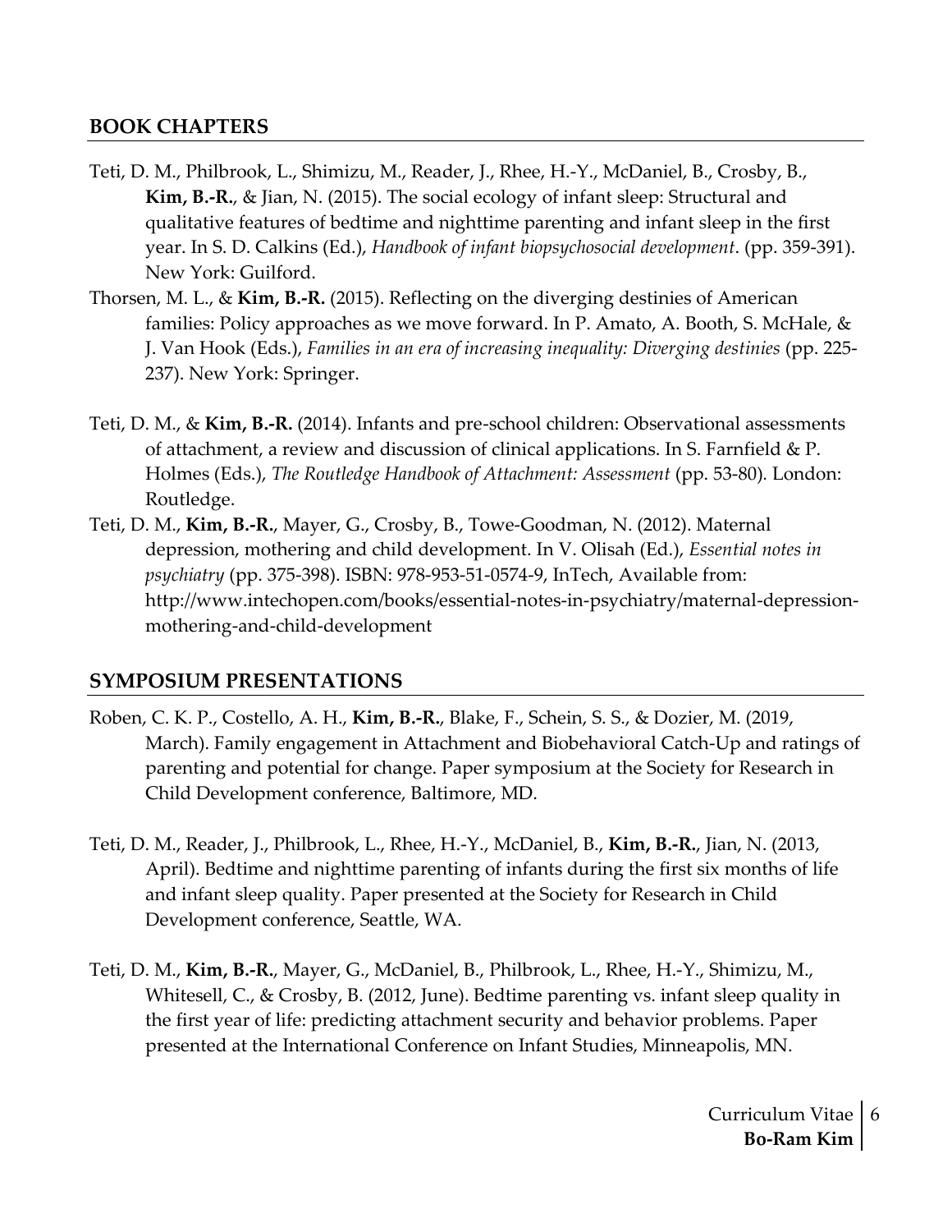## BOOK CHAPTERS

Teti, D. M., Philbrook, L., Shimizu, M., Reader, J., Rhee, H.-Y., McDaniel, B., Crosby, B., **Kim, B.-R.**, & Jian, N. (2015). The social ecology of infant sleep: Structural and qualitative features of bedtime and nighttime parenting and infant sleep in the first year. In S. D. Calkins (Ed.), *Handbook of infant biopsychosocial development*. (pp. 359-391). New York: Guilford.

Thorsen, M. L., & **Kim, B.-R.** (2015). Reflecting on the diverging destinies of American families: Policy approaches as we move forward. In P. Amato, A. Booth, S. McHale, & J. Van Hook (Eds.), *Families in an era of increasing inequality: Diverging destinies* (pp. 225-237). New York: Springer.

Teti, D. M., & **Kim, B.-R.** (2014). Infants and pre-school children: Observational assessments of attachment, a review and discussion of clinical applications. In S. Farnfield & P. Holmes (Eds.), *The Routledge Handbook of Attachment: Assessment* (pp. 53-80). London: Routledge.

Teti, D. M., **Kim, B.-R.**, Mayer, G., Crosby, B., Towe-Goodman, N. (2012). Maternal depression, mothering and child development. In V. Olisah (Ed.), *Essential notes in psychiatry* (pp. 375-398). ISBN: 978-953-51-0574-9, InTech, Available from: http://www.intechopen.com/books/essential-notes-in-psychiatry/maternal-depression-mothering-and-child-development

## SYMPOSIUM PRESENTATIONS

Roben, C. K. P., Costello, A. H., **Kim, B.-R.**, Blake, F., Schein, S. S., & Dozier, M. (2019, March). Family engagement in Attachment and Biobehavioral Catch-Up and ratings of parenting and potential for change. Paper symposium at the Society for Research in Child Development conference, Baltimore, MD.

Teti, D. M., Reader, J., Philbrook, L., Rhee, H.-Y., McDaniel, B., **Kim, B.-R.**, Jian, N. (2013, April). Bedtime and nighttime parenting of infants during the first six months of life and infant sleep quality. Paper presented at the Society for Research in Child Development conference, Seattle, WA.

Teti, D. M., **Kim, B.-R.**, Mayer, G., McDaniel, B., Philbrook, L., Rhee, H.-Y., Shimizu, M., Whitesell, C., & Crosby, B. (2012, June). Bedtime parenting vs. infant sleep quality in the first year of life: predicting attachment security and behavior problems. Paper presented at the International Conference on Infant Studies, Minneapolis, MN.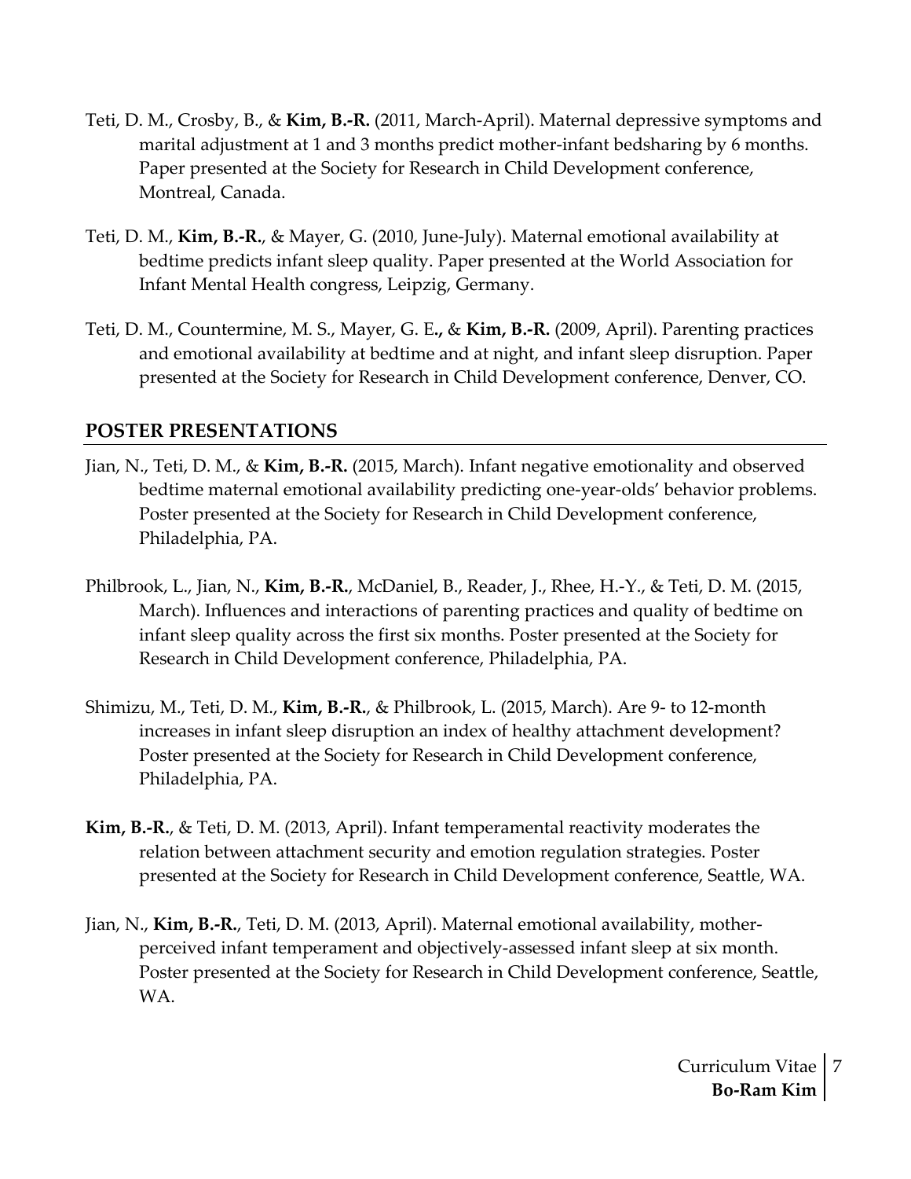Teti, D. M., Crosby, B., & **Kim, B.-R.** (2011, March-April). Maternal depressive symptoms and marital adjustment at 1 and 3 months predict mother-infant bedsharing by 6 months. Paper presented at the Society for Research in Child Development conference, Montreal, Canada.

Teti, D. M., **Kim, B.-R.**, & Mayer, G. (2010, June-July). Maternal emotional availability at bedtime predicts infant sleep quality. Paper presented at the World Association for Infant Mental Health congress, Leipzig, Germany.

Teti, D. M., Countermine, M. S., Mayer, G. E**.,** & **Kim, B.-R.** (2009, April). Parenting practices and emotional availability at bedtime and at night, and infant sleep disruption. Paper presented at the Society for Research in Child Development conference, Denver, CO.

## POSTER PRESENTATIONS

Jian, N., Teti, D. M., & **Kim, B.-R.** (2015, March). Infant negative emotionality and observed bedtime maternal emotional availability predicting one-year-olds' behavior problems. Poster presented at the Society for Research in Child Development conference, Philadelphia, PA.

Philbrook, L., Jian, N., **Kim, B.-R.**, McDaniel, B., Reader, J., Rhee, H.-Y., & Teti, D. M. (2015, March). Influences and interactions of parenting practices and quality of bedtime on infant sleep quality across the first six months. Poster presented at the Society for Research in Child Development conference, Philadelphia, PA.

Shimizu, M., Teti, D. M., **Kim, B.-R.**, & Philbrook, L. (2015, March). Are 9- to 12-month increases in infant sleep disruption an index of healthy attachment development? Poster presented at the Society for Research in Child Development conference, Philadelphia, PA.

**Kim, B.-R.**, & Teti, D. M. (2013, April). Infant temperamental reactivity moderates the relation between attachment security and emotion regulation strategies. Poster presented at the Society for Research in Child Development conference, Seattle, WA.

Jian, N., **Kim, B.-R.**, Teti, D. M. (2013, April). Maternal emotional availability, mother-perceived infant temperament and objectively-assessed infant sleep at six month. Poster presented at the Society for Research in Child Development conference, Seattle, WA.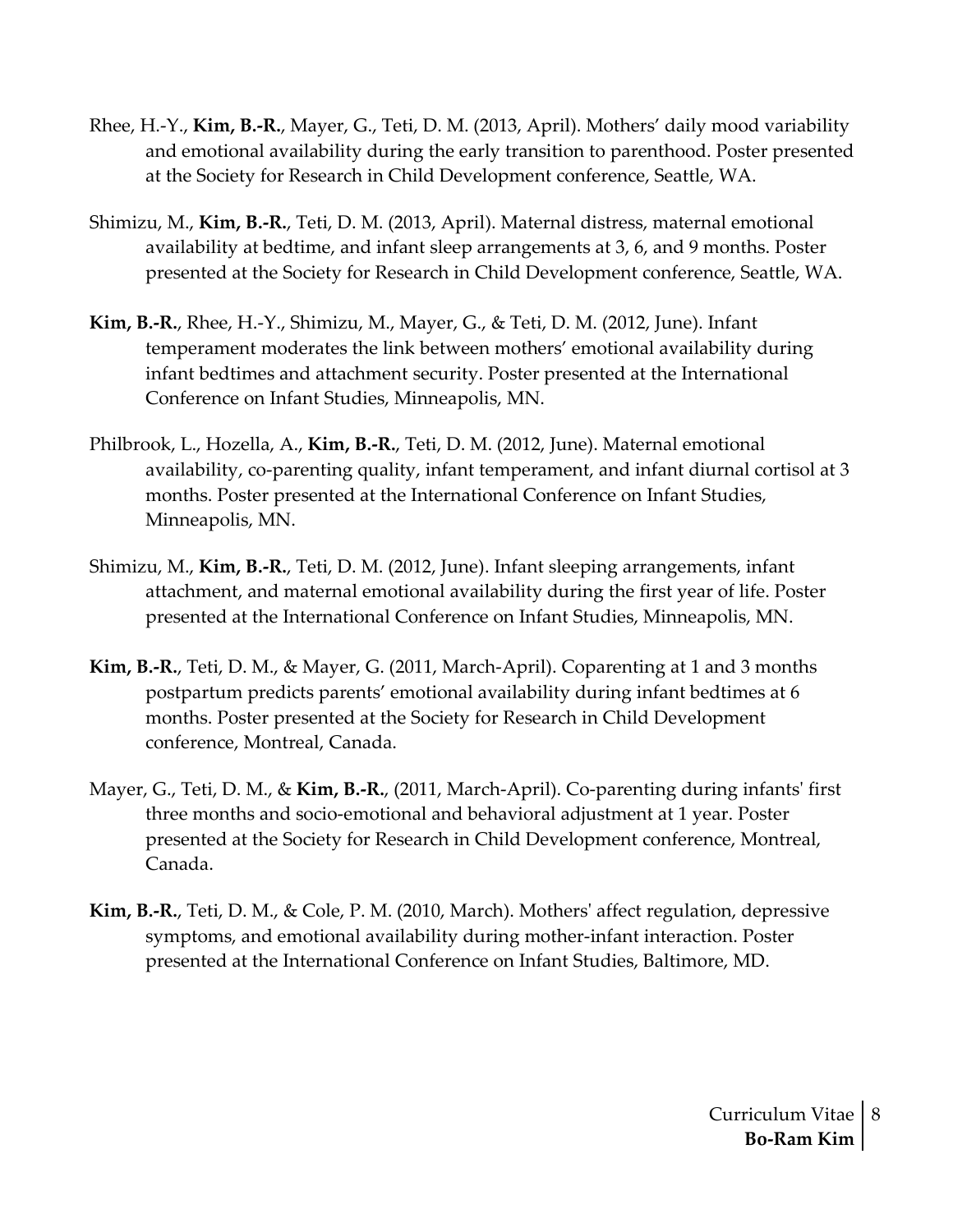Rhee, H.-Y., **Kim, B.-R.**, Mayer, G., Teti, D. M. (2013, April). Mothers' daily mood variability and emotional availability during the early transition to parenthood. Poster presented at the Society for Research in Child Development conference, Seattle, WA.

Shimizu, M., **Kim, B.-R.**, Teti, D. M. (2013, April). Maternal distress, maternal emotional availability at bedtime, and infant sleep arrangements at 3, 6, and 9 months. Poster presented at the Society for Research in Child Development conference, Seattle, WA.

**Kim, B.-R.**, Rhee, H.-Y., Shimizu, M., Mayer, G., & Teti, D. M. (2012, June). Infant temperament moderates the link between mothers' emotional availability during infant bedtimes and attachment security. Poster presented at the International Conference on Infant Studies, Minneapolis, MN.

Philbrook, L., Hozella, A., **Kim, B.-R.**, Teti, D. M. (2012, June). Maternal emotional availability, co-parenting quality, infant temperament, and infant diurnal cortisol at 3 months. Poster presented at the International Conference on Infant Studies, Minneapolis, MN.

Shimizu, M., **Kim, B.-R.**, Teti, D. M. (2012, June). Infant sleeping arrangements, infant attachment, and maternal emotional availability during the first year of life. Poster presented at the International Conference on Infant Studies, Minneapolis, MN.

**Kim, B.-R.**, Teti, D. M., & Mayer, G. (2011, March-April). Coparenting at 1 and 3 months postpartum predicts parents' emotional availability during infant bedtimes at 6 months. Poster presented at the Society for Research in Child Development conference, Montreal, Canada.

Mayer, G., Teti, D. M., & **Kim, B.-R.**, (2011, March-April). Co-parenting during infants' first three months and socio-emotional and behavioral adjustment at 1 year. Poster presented at the Society for Research in Child Development conference, Montreal, Canada.

**Kim, B.-R.**, Teti, D. M., & Cole, P. M. (2010, March). Mothers' affect regulation, depressive symptoms, and emotional availability during mother-infant interaction. Poster presented at the International Conference on Infant Studies, Baltimore, MD.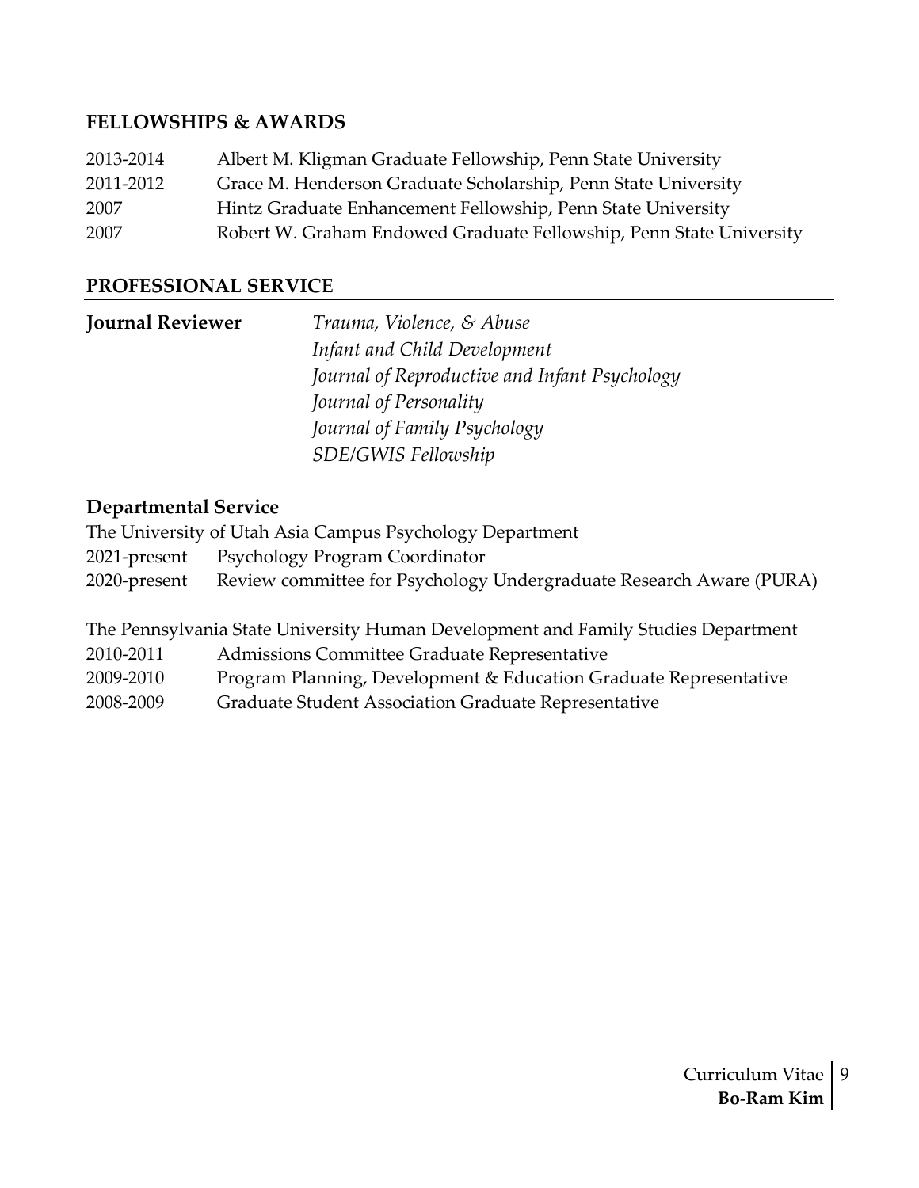## FELLOWSHIPS & AWARDS

| | |
|---|---|
| 2013-2014 | Albert M. Kligman Graduate Fellowship, Penn State University |
| 2011-2012 | Grace M. Henderson Graduate Scholarship, Penn State University |
| 2007 | Hintz Graduate Enhancement Fellowship, Penn State University |
| 2007 | Robert W. Graham Endowed Graduate Fellowship, Penn State University |

## PROFESSIONAL SERVICE

**Journal Reviewer**

*Trauma, Violence, & Abuse*
*Infant and Child Development*
*Journal of Reproductive and Infant Psychology*
*Journal of Personality*
*Journal of Family Psychology*
*SDE/GWIS Fellowship*

### Departmental Service

The University of Utah Asia Campus Psychology Department

| | |
|---|---|
| 2021-present | Psychology Program Coordinator |
| 2020-present | Review committee for Psychology Undergraduate Research Aware (PURA) |

The Pennsylvania State University Human Development and Family Studies Department

| | |
|---|---|
| 2010-2011 | Admissions Committee Graduate Representative |
| 2009-2010 | Program Planning, Development & Education Graduate Representative |
| 2008-2009 | Graduate Student Association Graduate Representative |